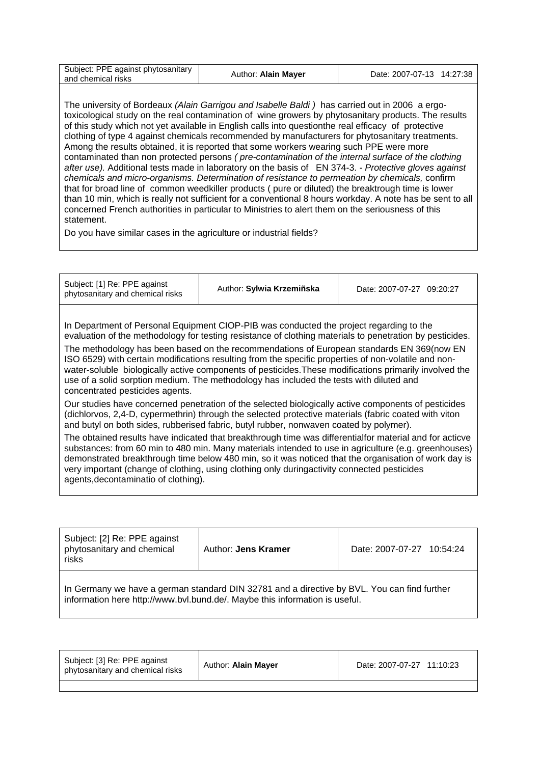| Subject: PPE against phytosanitary and chemical risks | Author: **Alain Mayer** | Date: 2007-07-13 14:27:38 |
|---|---|---|

The university of Bordeaux *(Alain Garrigou and Isabelle Baldi )* has carried out in 2006 a ergo-toxicological study on the real contamination of wine growers by phytosanitary products. The results of this study which not yet available in English calls into questionthe real efficacy of protective clothing of type 4 against chemicals recommended by manufacturers for phytosanitary treatments. Among the results obtained, it is reported that some workers wearing such PPE were more contaminated than non protected persons *( pre-contamination of the internal surface of the clothing after use).* Additional tests made in laboratory on the basis of EN 374-3. - *Protective gloves against chemicals and micro-organisms. Determination of resistance to permeation by chemicals,* confirm that for broad line of common weedkiller products ( pure or diluted) the breaktrough time is lower than 10 min, which is really not sufficient for a conventional 8 hours workday. A note has be sent to all concerned French authorities in particular to Ministries to alert them on the seriousness of this statement.

Do you have similar cases in the agriculture or industrial fields?

| Subject: [1] Re: PPE against phytosanitary and chemical risks | Author: **Sylwia Krzemiñska** | Date: 2007-07-27 09:20:27 |
|---|---|---|

In Department of Personal Equipment CIOP-PIB was conducted the project regarding to the evaluation of the methodology for testing resistance of clothing materials to penetration by pesticides.

The methodology has been based on the recommendations of European standards EN 369(now EN ISO 6529) with certain modifications resulting from the specific properties of non-volatile and non-water-soluble biologically active components of pesticides.These modifications primarily involved the use of a solid sorption medium. The methodology has included the tests with diluted and concentrated pesticides agents.

Our studies have concerned penetration of the selected biologically active components of pesticides (dichlorvos, 2,4-D, cypermethrin) through the selected protective materials (fabric coated with viton and butyl on both sides, rubberised fabric, butyl rubber, nonwaven coated by polymer).

The obtained results have indicated that breakthrough time was differentialfor material and for acticve substances: from 60 min to 480 min. Many materials intended to use in agriculture (e.g. greenhouses) demonstrated breakthrough time below 480 min, so it was noticed that the organisation of work day is very important (change of clothing, using clothing only duringactivity connected pesticides agents,decontaminatio of clothing).

| Subject: [2] Re: PPE against phytosanitary and chemical risks | Author: **Jens Kramer** | Date: 2007-07-27 10:54:24 |
|---|---|---|

In Germany we have a german standard DIN 32781 and a directive by BVL. You can find further information here http://www.bvl.bund.de/. Maybe this information is useful.

| Subject: [3] Re: PPE against phytosanitary and chemical risks | Author: **Alain Mayer** | Date: 2007-07-27 11:10:23 |
|---|---|---|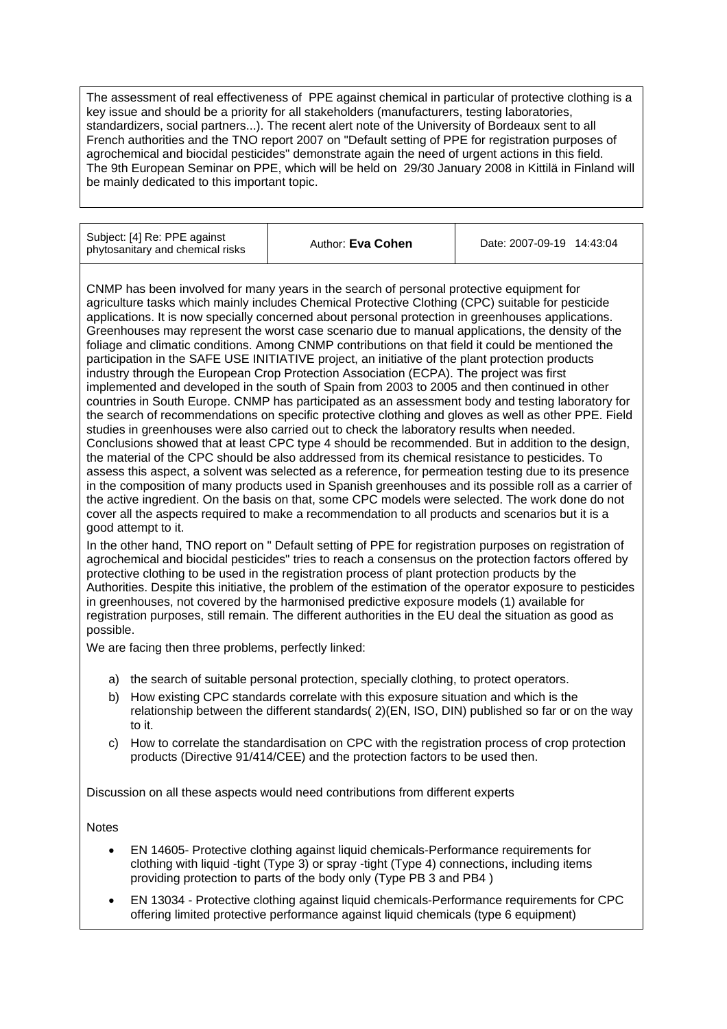The assessment of real effectiveness of PPE against chemical in particular of protective clothing is a key issue and should be a priority for all stakeholders (manufacturers, testing laboratories, standardizers, social partners...). The recent alert note of the University of Bordeaux sent to all French authorities and the TNO report 2007 on "Default setting of PPE for registration purposes of agrochemical and biocidal pesticides" demonstrate again the need of urgent actions in this field. The 9th European Seminar on PPE, which will be held on 29/30 January 2008 in Kittilä in Finland will be mainly dedicated to this important topic.

| Subject: [4] Re: PPE against phytosanitary and chemical risks | Author: **Eva Cohen** | Date: 2007-09-19 14:43:04 |
|---|---|---|

CNMP has been involved for many years in the search of personal protective equipment for agriculture tasks which mainly includes Chemical Protective Clothing (CPC) suitable for pesticide applications. It is now specially concerned about personal protection in greenhouses applications. Greenhouses may represent the worst case scenario due to manual applications, the density of the foliage and climatic conditions. Among CNMP contributions on that field it could be mentioned the participation in the SAFE USE INITIATIVE project, an initiative of the plant protection products industry through the European Crop Protection Association (ECPA). The project was first implemented and developed in the south of Spain from 2003 to 2005 and then continued in other countries in South Europe. CNMP has participated as an assessment body and testing laboratory for the search of recommendations on specific protective clothing and gloves as well as other PPE. Field studies in greenhouses were also carried out to check the laboratory results when needed. Conclusions showed that at least CPC type 4 should be recommended. But in addition to the design, the material of the CPC should be also addressed from its chemical resistance to pesticides. To assess this aspect, a solvent was selected as a reference, for permeation testing due to its presence in the composition of many products used in Spanish greenhouses and its possible roll as a carrier of the active ingredient. On the basis on that, some CPC models were selected. The work done do not cover all the aspects required to make a recommendation to all products and scenarios but it is a good attempt to it.

In the other hand, TNO report on " Default setting of PPE for registration purposes on registration of agrochemical and biocidal pesticides" tries to reach a consensus on the protection factors offered by protective clothing to be used in the registration process of plant protection products by the Authorities. Despite this initiative, the problem of the estimation of the operator exposure to pesticides in greenhouses, not covered by the harmonised predictive exposure models (1) available for registration purposes, still remain. The different authorities in the EU deal the situation as good as possible.

We are facing then three problems, perfectly linked:

a) the search of suitable personal protection, specially clothing, to protect operators.
b) How existing CPC standards correlate with this exposure situation and which is the relationship between the different standards( 2)(EN, ISO, DIN) published so far or on the way to it.
c) How to correlate the standardisation on CPC with the registration process of crop protection products (Directive 91/414/CEE) and the protection factors to be used then.

Discussion on all these aspects would need contributions from different experts

Notes

- EN 14605- Protective clothing against liquid chemicals-Performance requirements for clothing with liquid -tight (Type 3) or spray -tight (Type 4) connections, including items providing protection to parts of the body only (Type PB 3 and PB4 )
- EN 13034 - Protective clothing against liquid chemicals-Performance requirements for CPC offering limited protective performance against liquid chemicals (type 6 equipment)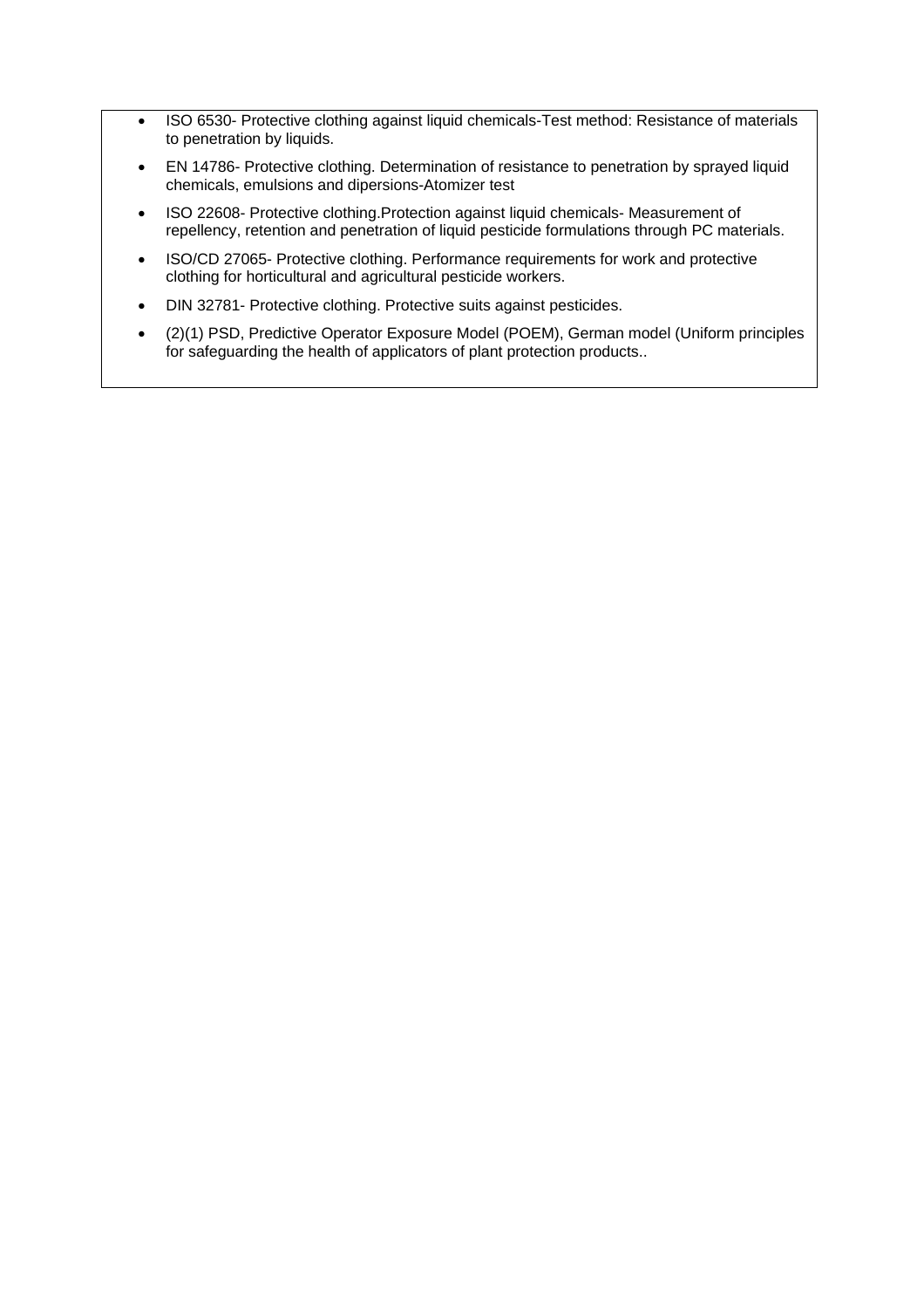- ISO 6530- Protective clothing against liquid chemicals-Test method: Resistance of materials to penetration by liquids.
- EN 14786- Protective clothing. Determination of resistance to penetration by sprayed liquid chemicals, emulsions and dipersions-Atomizer test
- ISO 22608- Protective clothing.Protection against liquid chemicals- Measurement of repellency, retention and penetration of liquid pesticide formulations through PC materials.
- ISO/CD 27065- Protective clothing. Performance requirements for work and protective clothing for horticultural and agricultural pesticide workers.
- DIN 32781- Protective clothing. Protective suits against pesticides.
- (2)(1) PSD, Predictive Operator Exposure Model (POEM), German model (Uniform principles for safeguarding the health of applicators of plant protection products..